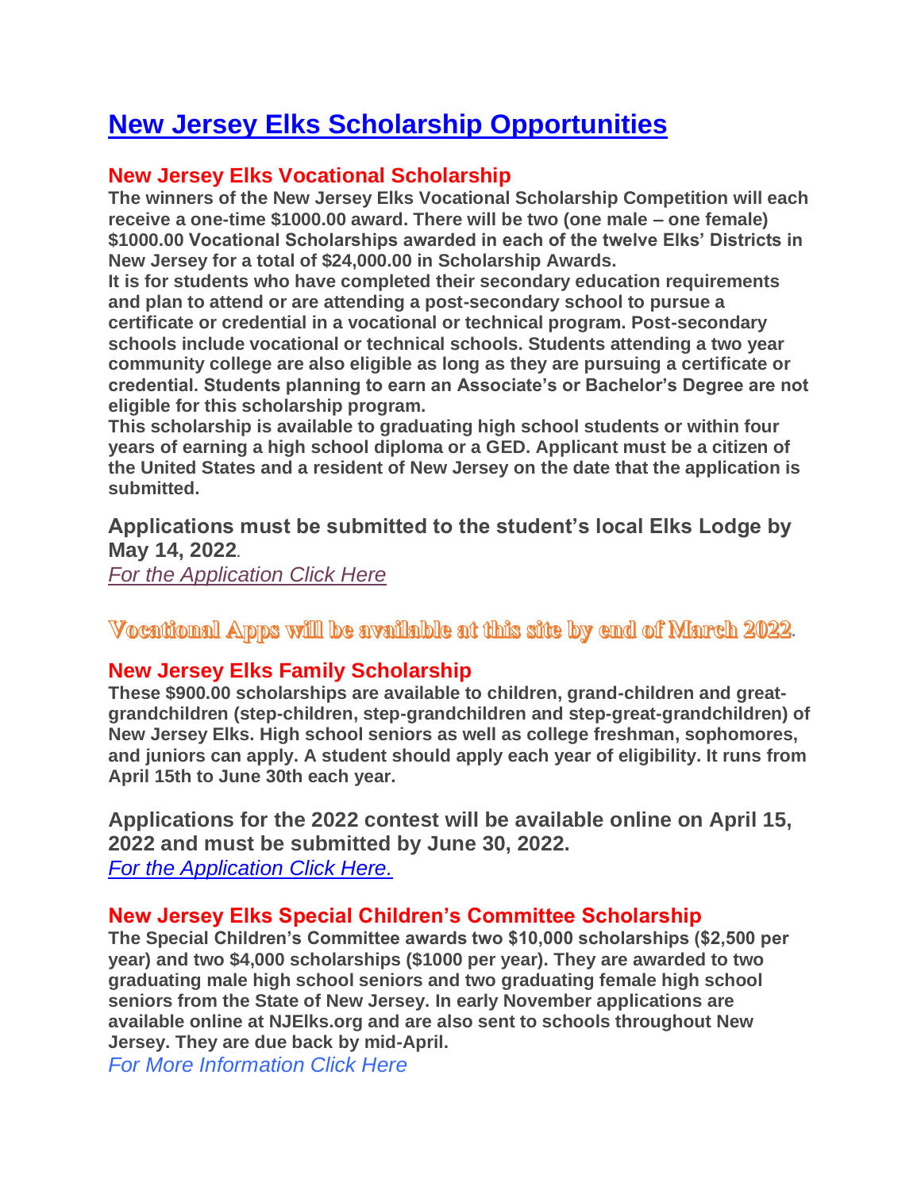# New Jersey Elks Scholarship Opportunities

## New Jersey Elks Vocational Scholarship

**The winners of the New Jersey Elks Vocational Scholarship Competition will each receive a one-time $1000.00 award. There will be two (one male – one female) $1000.00 Vocational Scholarships awarded in each of the twelve Elks' Districts in New Jersey for a total of $24,000.00 in Scholarship Awards.**

**It is for students who have completed their secondary education requirements and plan to attend or are attending a post-secondary school to pursue a certificate or credential in a vocational or technical program. Post-secondary schools include vocational or technical schools. Students attending a two year community college are also eligible as long as they are pursuing a certificate or credential. Students planning to earn an Associate's or Bachelor's Degree are not eligible for this scholarship program.**

**This scholarship is available to graduating high school students or within four years of earning a high school diploma or a GED. Applicant must be a citizen of the United States and a resident of New Jersey on the date that the application is submitted.**

**Applications must be submitted to the student's local Elks Lodge by May 14, 2022**.

*For the Application Click Here*

**Vocational Apps will be available at this site by end of March 2022**.

## New Jersey Elks Family Scholarship

**These $900.00 scholarships are available to children, grand-children and great-grandchildren (step-children, step-grandchildren and step-great-grandchildren) of New Jersey Elks. High school seniors as well as college freshman, sophomores, and juniors can apply. A student should apply each year of eligibility. It runs from April 15th to June 30th each year.**

**Applications for the 2022 contest will be available online on April 15, 2022 and must be submitted by June 30, 2022.**

*For the Application Click Here.*

## New Jersey Elks Special Children's Committee Scholarship

**The Special Children's Committee awards two $10,000 scholarships ($2,500 per year) and two $4,000 scholarships ($1000 per year). They are awarded to two graduating male high school seniors and two graduating female high school seniors from the State of New Jersey. In early November applications are available online at NJElks.org and are also sent to schools throughout New Jersey. They are due back by mid-April.**

*For More Information Click Here*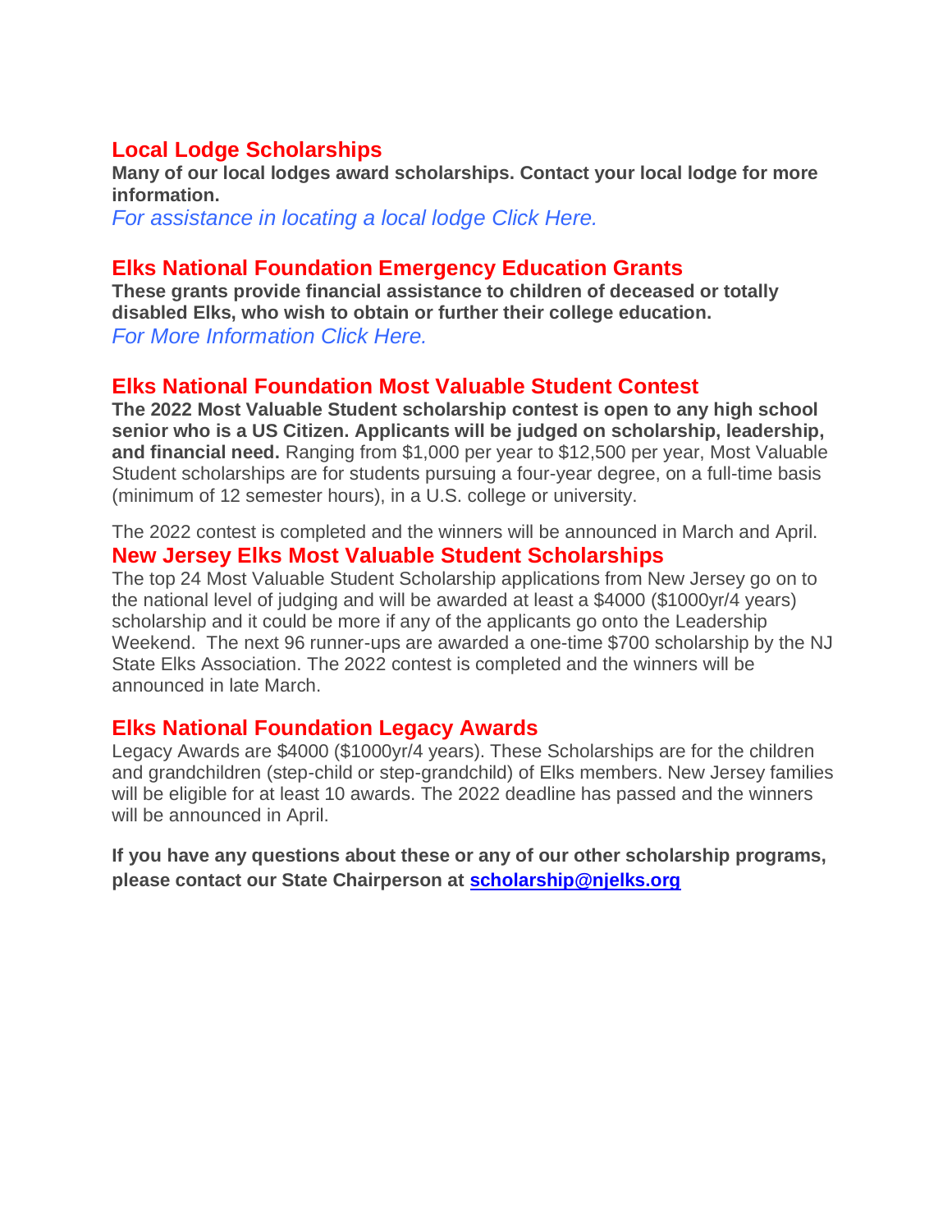## Local Lodge Scholarships

**Many of our local lodges award scholarships. Contact your local lodge for more information.**

*For assistance in locating a local lodge Click Here.*

## Elks National Foundation Emergency Education Grants

**These grants provide financial assistance to children of deceased or totally disabled Elks, who wish to obtain or further their college education.**

*For More Information Click Here.*

## Elks National Foundation Most Valuable Student Contest

**The 2022 Most Valuable Student scholarship contest is open to any high school senior who is a US Citizen. Applicants will be judged on scholarship, leadership, and financial need.** Ranging from $1,000 per year to $12,500 per year, Most Valuable Student scholarships are for students pursuing a four-year degree, on a full-time basis (minimum of 12 semester hours), in a U.S. college or university.

The 2022 contest is completed and the winners will be announced in March and April.

## New Jersey Elks Most Valuable Student Scholarships

The top 24 Most Valuable Student Scholarship applications from New Jersey go on to the national level of judging and will be awarded at least a $4000 ($1000yr/4 years) scholarship and it could be more if any of the applicants go onto the Leadership Weekend. The next 96 runner-ups are awarded a one-time $700 scholarship by the NJ State Elks Association. The 2022 contest is completed and the winners will be announced in late March.

## Elks National Foundation Legacy Awards

Legacy Awards are $4000 ($1000yr/4 years). These Scholarships are for the children and grandchildren (step-child or step-grandchild) of Elks members. New Jersey families will be eligible for at least 10 awards. The 2022 deadline has passed and the winners will be announced in April.

**If you have any questions about these or any of our other scholarship programs, please contact our State Chairperson at [scholarship@njelks.org](mailto:scholarship@njelks.org)**